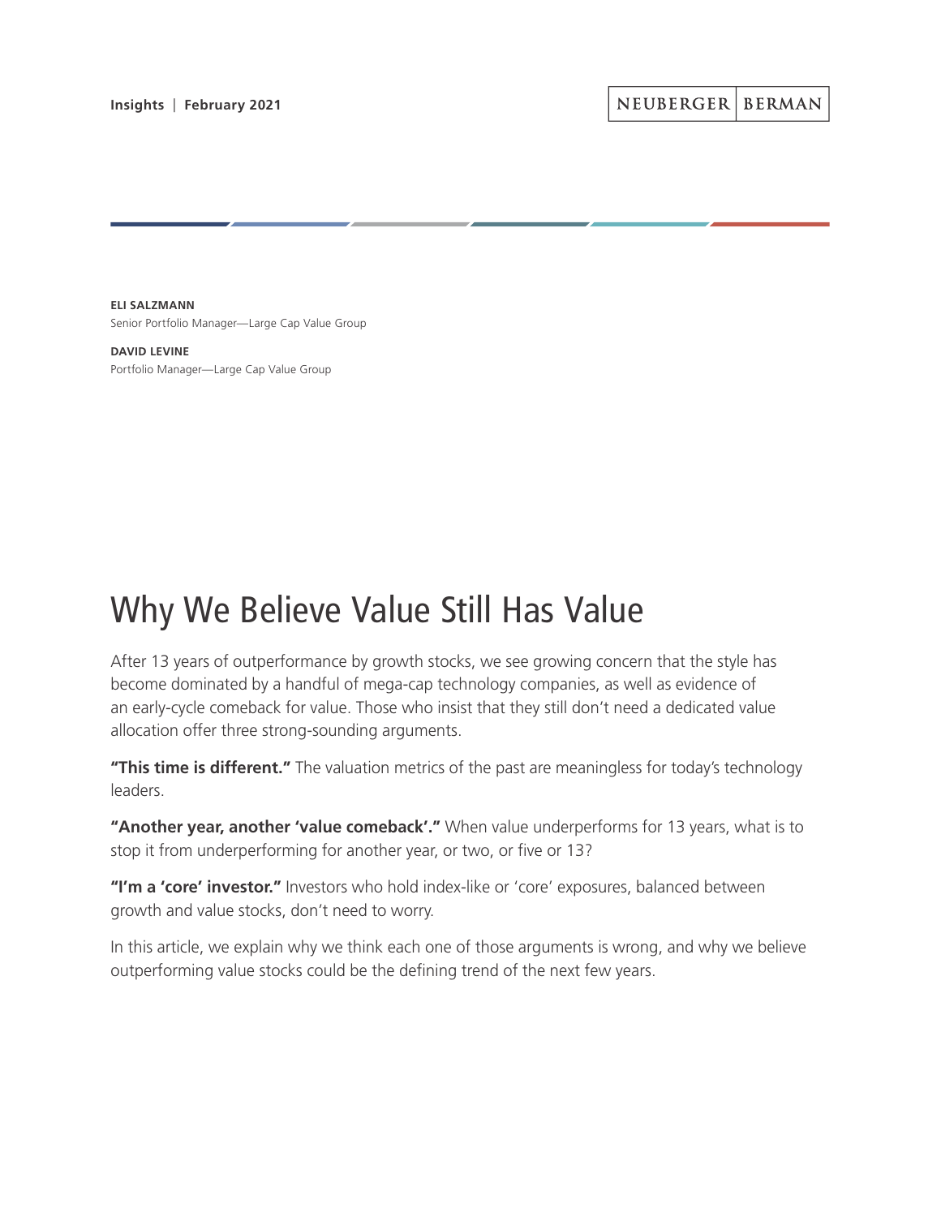Insights | February 2021

NEUBERGER | BERMAN

**ELI SALZMANN**
Senior Portfolio Manager—Large Cap Value Group

**DAVID LEVINE**
Portfolio Manager—Large Cap Value Group

# Why We Believe Value Still Has Value

After 13 years of outperformance by growth stocks, we see growing concern that the style has become dominated by a handful of mega-cap technology companies, as well as evidence of an early-cycle comeback for value. Those who insist that they still don't need a dedicated value allocation offer three strong-sounding arguments.

**"This time is different."** The valuation metrics of the past are meaningless for today's technology leaders.

**"Another year, another 'value comeback'."** When value underperforms for 13 years, what is to stop it from underperforming for another year, or two, or five or 13?

**"I'm a 'core' investor."** Investors who hold index-like or 'core' exposures, balanced between growth and value stocks, don't need to worry.

In this article, we explain why we think each one of those arguments is wrong, and why we believe outperforming value stocks could be the defining trend of the next few years.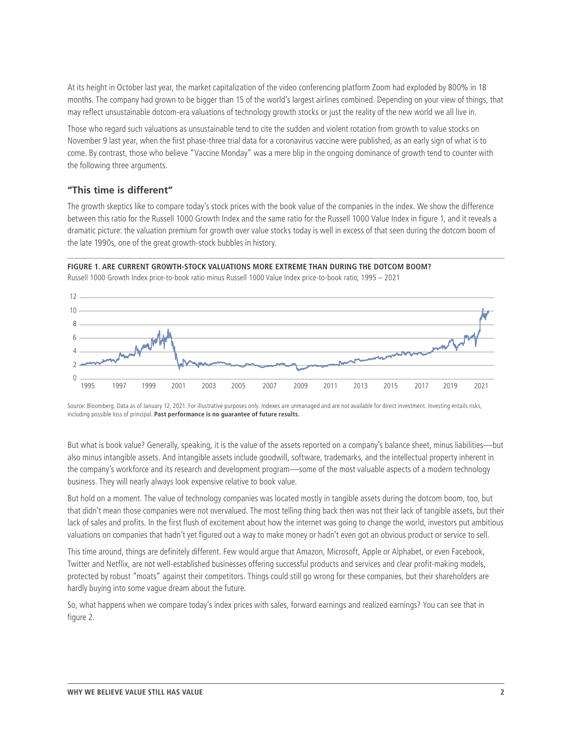At its height in October last year, the market capitalization of the video conferencing platform Zoom had exploded by 800% in 18 months. The company had grown to be bigger than 15 of the world's largest airlines combined. Depending on your view of things, that may reflect unsustainable dotcom-era valuations of technology growth stocks or just the reality of the new world we all live in.

Those who regard such valuations as unsustainable tend to cite the sudden and violent rotation from growth to value stocks on November 9 last year, when the first phase-three trial data for a coronavirus vaccine were published, as an early sign of what is to come. By contrast, those who believe "Vaccine Monday" was a mere blip in the ongoing dominance of growth tend to counter with the following three arguments.

## "This time is different"

The growth skeptics like to compare today's stock prices with the book value of the companies in the index. We show the difference between this ratio for the Russell 1000 Growth Index and the same ratio for the Russell 1000 Value Index in figure 1, and it reveals a dramatic picture: the valuation premium for growth over value stocks today is well in excess of that seen during the dotcom boom of the late 1990s, one of the great growth-stock bubbles in history.

**FIGURE 1. ARE CURRENT GROWTH-STOCK VALUATIONS MORE EXTREME THAN DURING THE DOTCOM BOOM?**

Russell 1000 Growth Index price-to-book ratio minus Russell 1000 Value Index price-to-book ratio, 1995 – 2021

Source: Bloomberg. Data as of January 12, 2021. For illustrative purposes only. Indexes are unmanaged and are not available for direct investment. Investing entails risks, including possible loss of principal. **Past performance is no guarantee of future results.**

But what is book value? Generally, speaking, it is the value of the assets reported on a company's balance sheet, minus liabilities—but also minus intangible assets. And intangible assets include goodwill, software, trademarks, and the intellectual property inherent in the company's workforce and its research and development program—some of the most valuable aspects of a modern technology business. They will nearly always look expensive relative to book value.

But hold on a moment. The value of technology companies was located mostly in tangible assets during the dotcom boom, too, but that didn't mean those companies were not overvalued. The most telling thing back then was not their lack of tangible assets, but their lack of sales and profits. In the first flush of excitement about how the internet was going to change the world, investors put ambitious valuations on companies that hadn't yet figured out a way to make money or hadn't even got an obvious product or service to sell.

This time around, things are definitely different. Few would argue that Amazon, Microsoft, Apple or Alphabet, or even Facebook, Twitter and Netflix, are not well-established businesses offering successful products and services and clear profit-making models, protected by robust "moats" against their competitors. Things could still go wrong for these companies, but their shareholders are hardly buying into some vague dream about the future.

So, what happens when we compare today's index prices with sales, forward earnings and realized earnings? You can see that in figure 2.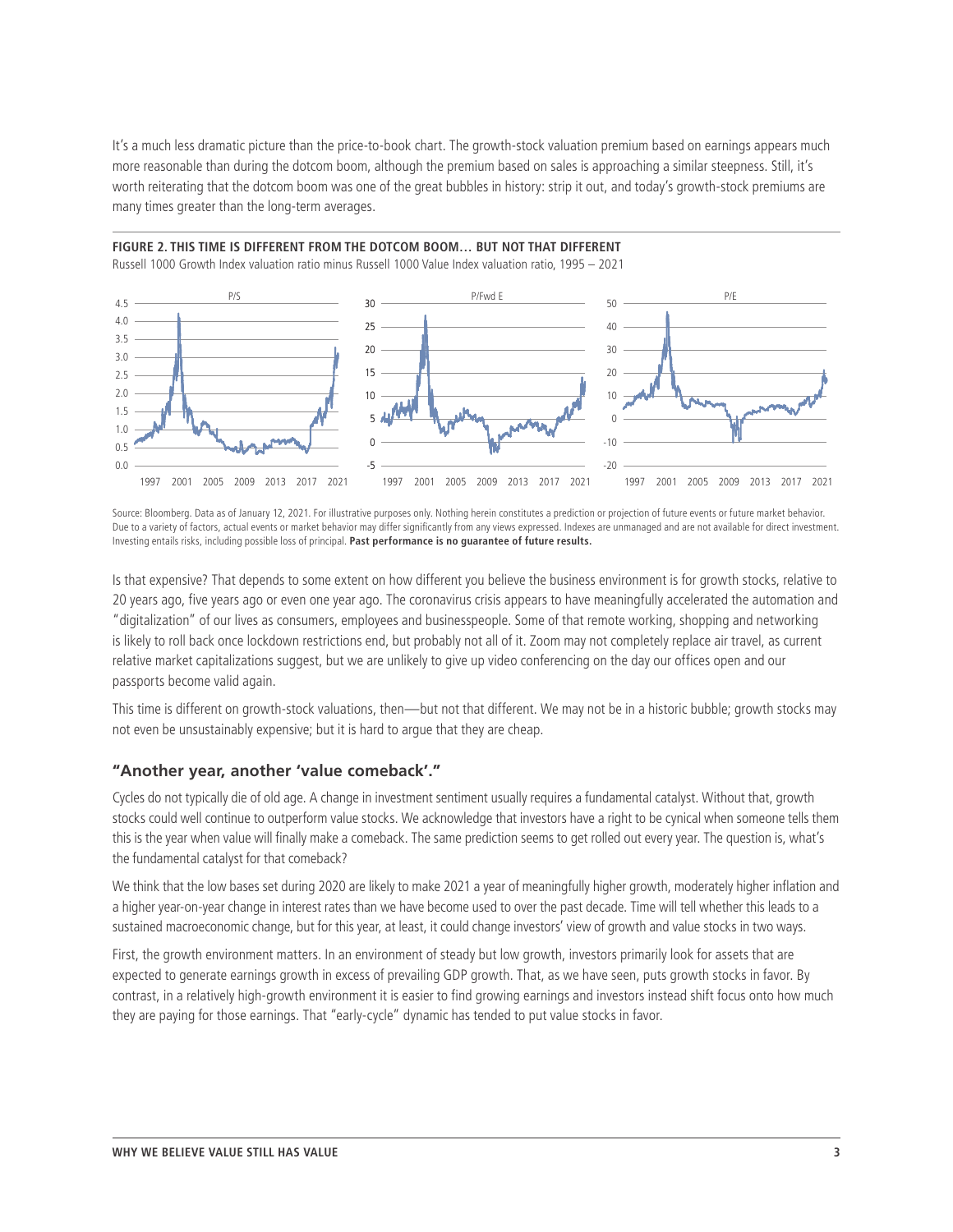It's a much less dramatic picture than the price-to-book chart. The growth-stock valuation premium based on earnings appears much more reasonable than during the dotcom boom, although the premium based on sales is approaching a similar steepness. Still, it's worth reiterating that the dotcom boom was one of the great bubbles in history: strip it out, and today's growth-stock premiums are many times greater than the long-term averages.

**FIGURE 2. THIS TIME IS DIFFERENT FROM THE DOTCOM BOOM… BUT NOT THAT DIFFERENT**

Russell 1000 Growth Index valuation ratio minus Russell 1000 Value Index valuation ratio, 1995 – 2021

Source: Bloomberg. Data as of January 12, 2021. For illustrative purposes only. Nothing herein constitutes a prediction or projection of future events or future market behavior. Due to a variety of factors, actual events or market behavior may differ significantly from any views expressed. Indexes are unmanaged and are not available for direct investment. Investing entails risks, including possible loss of principal. **Past performance is no guarantee of future results.**

Is that expensive? That depends to some extent on how different you believe the business environment is for growth stocks, relative to 20 years ago, five years ago or even one year ago. The coronavirus crisis appears to have meaningfully accelerated the automation and "digitalization" of our lives as consumers, employees and businesspeople. Some of that remote working, shopping and networking is likely to roll back once lockdown restrictions end, but probably not all of it. Zoom may not completely replace air travel, as current relative market capitalizations suggest, but we are unlikely to give up video conferencing on the day our offices open and our passports become valid again.

This time is different on growth-stock valuations, then—but not that different. We may not be in a historic bubble; growth stocks may not even be unsustainably expensive; but it is hard to argue that they are cheap.

## "Another year, another 'value comeback'."

Cycles do not typically die of old age. A change in investment sentiment usually requires a fundamental catalyst. Without that, growth stocks could well continue to outperform value stocks. We acknowledge that investors have a right to be cynical when someone tells them this is the year when value will finally make a comeback. The same prediction seems to get rolled out every year. The question is, what's the fundamental catalyst for that comeback?

We think that the low bases set during 2020 are likely to make 2021 a year of meaningfully higher growth, moderately higher inflation and a higher year-on-year change in interest rates than we have become used to over the past decade. Time will tell whether this leads to a sustained macroeconomic change, but for this year, at least, it could change investors' view of growth and value stocks in two ways.

First, the growth environment matters. In an environment of steady but low growth, investors primarily look for assets that are expected to generate earnings growth in excess of prevailing GDP growth. That, as we have seen, puts growth stocks in favor. By contrast, in a relatively high-growth environment it is easier to find growing earnings and investors instead shift focus onto how much they are paying for those earnings. That "early-cycle" dynamic has tended to put value stocks in favor.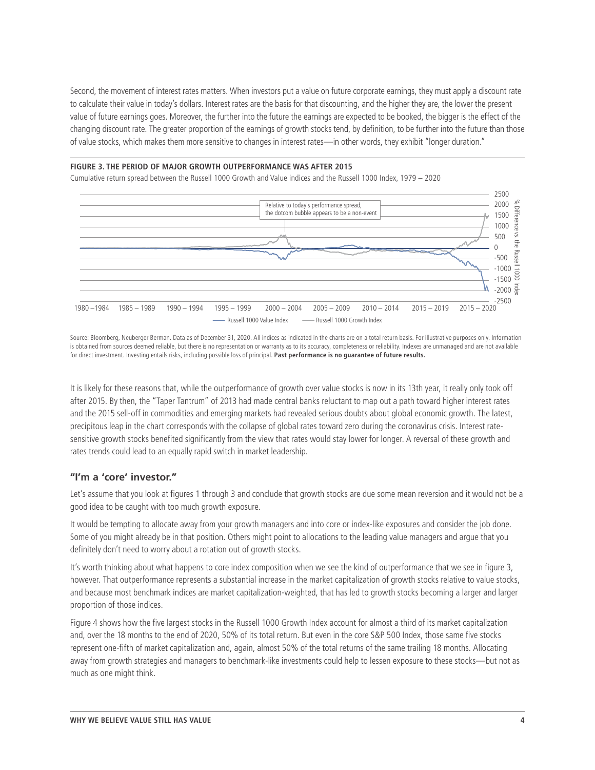Second, the movement of interest rates matters. When investors put a value on future corporate earnings, they must apply a discount rate to calculate their value in today's dollars. Interest rates are the basis for that discounting, and the higher they are, the lower the present value of future earnings goes. Moreover, the further into the future the earnings are expected to be booked, the bigger is the effect of the changing discount rate. The greater proportion of the earnings of growth stocks tend, by definition, to be further into the future than those of value stocks, which makes them more sensitive to changes in interest rates—in other words, they exhibit "longer duration."

**FIGURE 3. THE PERIOD OF MAJOR GROWTH OUTPERFORMANCE WAS AFTER 2015**

Cumulative return spread between the Russell 1000 Growth and Value indices and the Russell 1000 Index, 1979 – 2020

Source: Bloomberg, Neuberger Berman. Data as of December 31, 2020. All indices as indicated in the charts are on a total return basis. For illustrative purposes only. Information is obtained from sources deemed reliable, but there is no representation or warranty as to its accuracy, completeness or reliability. Indexes are unmanaged and are not available for direct investment. Investing entails risks, including possible loss of principal. **Past performance is no guarantee of future results.**

It is likely for these reasons that, while the outperformance of growth over value stocks is now in its 13th year, it really only took off after 2015. By then, the "Taper Tantrum" of 2013 had made central banks reluctant to map out a path toward higher interest rates and the 2015 sell-off in commodities and emerging markets had revealed serious doubts about global economic growth. The latest, precipitous leap in the chart corresponds with the collapse of global rates toward zero during the coronavirus crisis. Interest rate-sensitive growth stocks benefited significantly from the view that rates would stay lower for longer. A reversal of these growth and rates trends could lead to an equally rapid switch in market leadership.

## "I'm a 'core' investor."

Let's assume that you look at figures 1 through 3 and conclude that growth stocks are due some mean reversion and it would not be a good idea to be caught with too much growth exposure.

It would be tempting to allocate away from your growth managers and into core or index-like exposures and consider the job done. Some of you might already be in that position. Others might point to allocations to the leading value managers and argue that you definitely don't need to worry about a rotation out of growth stocks.

It's worth thinking about what happens to core index composition when we see the kind of outperformance that we see in figure 3, however. That outperformance represents a substantial increase in the market capitalization of growth stocks relative to value stocks, and because most benchmark indices are market capitalization-weighted, that has led to growth stocks becoming a larger and larger proportion of those indices.

Figure 4 shows how the five largest stocks in the Russell 1000 Growth Index account for almost a third of its market capitalization and, over the 18 months to the end of 2020, 50% of its total return. But even in the core S&P 500 Index, those same five stocks represent one-fifth of market capitalization and, again, almost 50% of the total returns of the same trailing 18 months. Allocating away from growth strategies and managers to benchmark-like investments could help to lessen exposure to these stocks—but not as much as one might think.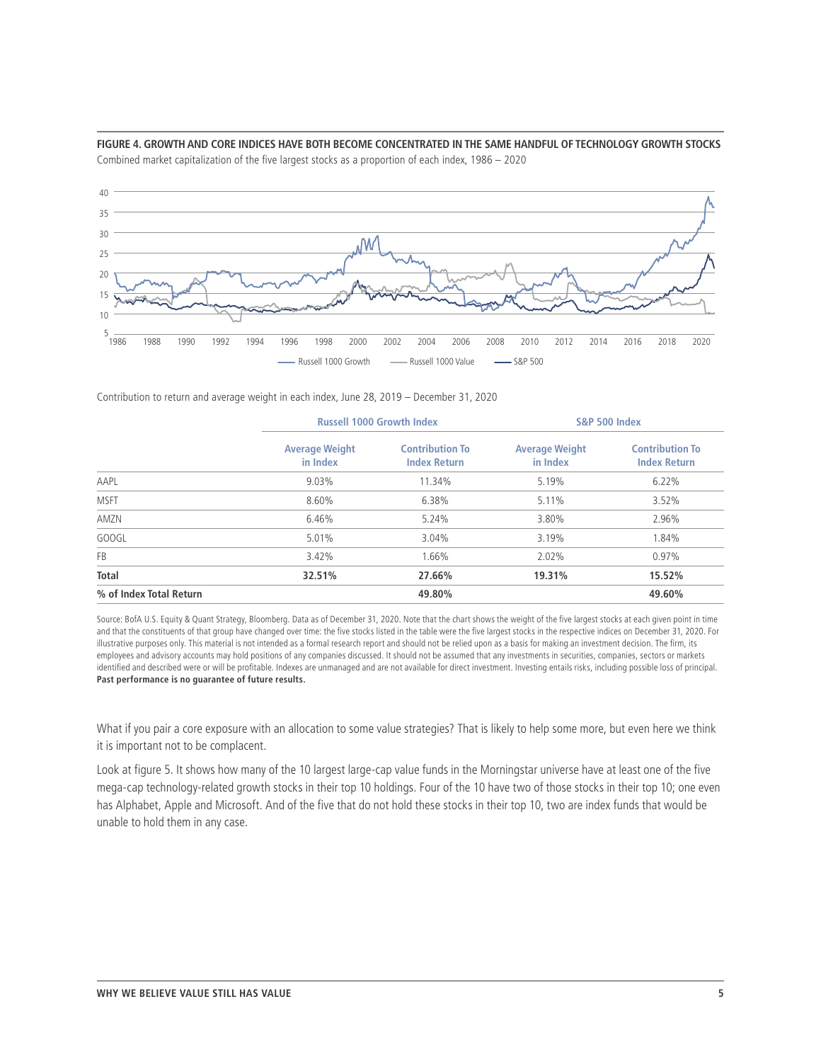**FIGURE 4. GROWTH AND CORE INDICES HAVE BOTH BECOME CONCENTRATED IN THE SAME HANDFUL OF TECHNOLOGY GROWTH STOCKS**

Combined market capitalization of the five largest stocks as a proportion of each index, 1986 – 2020

Contribution to return and average weight in each index, June 28, 2019 – December 31, 2020

| | Russell 1000 Growth Index | | S&P 500 Index | |
|---|---|---|---|---|
| | **Average Weight in Index** | **Contribution To Index Return** | **Average Weight in Index** | **Contribution To Index Return** |
| AAPL | 9.03% | 11.34% | 5.19% | 6.22% |
| MSFT | 8.60% | 6.38% | 5.11% | 3.52% |
| AMZN | 6.46% | 5.24% | 3.80% | 2.96% |
| GOOGL | 5.01% | 3.04% | 3.19% | 1.84% |
| FB | 3.42% | 1.66% | 2.02% | 0.97% |
| **Total** | **32.51%** | **27.66%** | **19.31%** | **15.52%** |
| **% of Index Total Return** | | **49.80%** | | **49.60%** |

Source: BofA U.S. Equity & Quant Strategy, Bloomberg. Data as of December 31, 2020. Note that the chart shows the weight of the five largest stocks at each given point in time and that the constituents of that group have changed over time: the five stocks listed in the table were the five largest stocks in the respective indices on December 31, 2020. For illustrative purposes only. This material is not intended as a formal research report and should not be relied upon as a basis for making an investment decision. The firm, its employees and advisory accounts may hold positions of any companies discussed. It should not be assumed that any investments in securities, companies, sectors or markets identified and described were or will be profitable. Indexes are unmanaged and are not available for direct investment. Investing entails risks, including possible loss of principal. **Past performance is no guarantee of future results.**

What if you pair a core exposure with an allocation to some value strategies? That is likely to help some more, but even here we think it is important not to be complacent.

Look at figure 5. It shows how many of the 10 largest large-cap value funds in the Morningstar universe have at least one of the five mega-cap technology-related growth stocks in their top 10 holdings. Four of the 10 have two of those stocks in their top 10; one even has Alphabet, Apple and Microsoft. And of the five that do not hold these stocks in their top 10, two are index funds that would be unable to hold them in any case.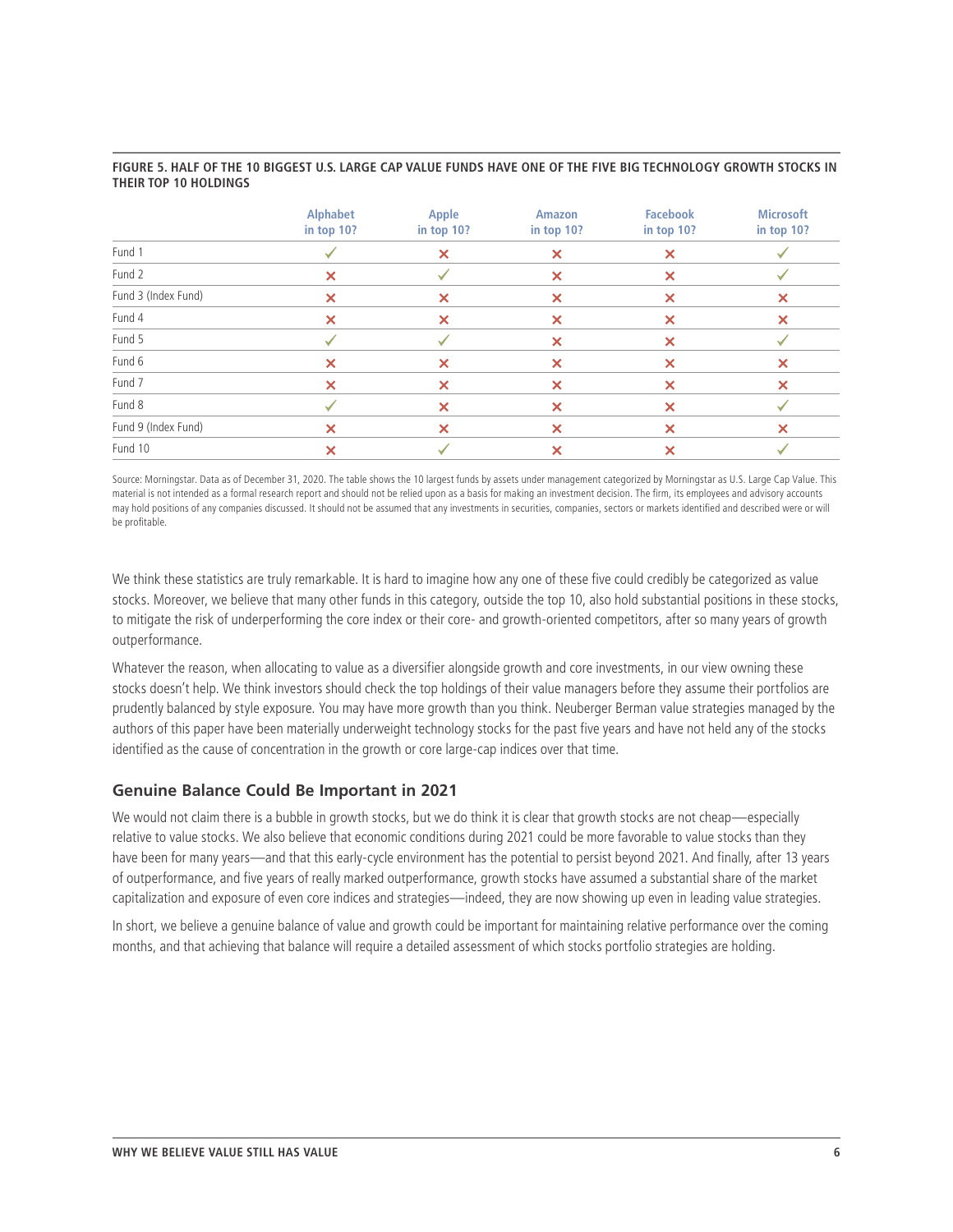**FIGURE 5. HALF OF THE 10 BIGGEST U.S. LARGE CAP VALUE FUNDS HAVE ONE OF THE FIVE BIG TECHNOLOGY GROWTH STOCKS IN THEIR TOP 10 HOLDINGS**

| | Alphabet in top 10? | Apple in top 10? | Amazon in top 10? | Facebook in top 10? | Microsoft in top 10? |
|---|---|---|---|---|---|
| Fund 1 | ✓ | ✗ | ✗ | ✗ | ✓ |
| Fund 2 | ✗ | ✓ | ✗ | ✗ | ✓ |
| Fund 3 (Index Fund) | ✗ | ✗ | ✗ | ✗ | ✗ |
| Fund 4 | ✗ | ✗ | ✗ | ✗ | ✗ |
| Fund 5 | ✓ | ✓ | ✗ | ✗ | ✓ |
| Fund 6 | ✗ | ✗ | ✗ | ✗ | ✗ |
| Fund 7 | ✗ | ✗ | ✗ | ✗ | ✗ |
| Fund 8 | ✓ | ✗ | ✗ | ✗ | ✓ |
| Fund 9 (Index Fund) | ✗ | ✗ | ✗ | ✗ | ✗ |
| Fund 10 | ✗ | ✓ | ✗ | ✗ | ✓ |

Source: Morningstar. Data as of December 31, 2020. The table shows the 10 largest funds by assets under management categorized by Morningstar as U.S. Large Cap Value. This material is not intended as a formal research report and should not be relied upon as a basis for making an investment decision. The firm, its employees and advisory accounts may hold positions of any companies discussed. It should not be assumed that any investments in securities, companies, sectors or markets identified and described were or will be profitable.

We think these statistics are truly remarkable. It is hard to imagine how any one of these five could credibly be categorized as value stocks. Moreover, we believe that many other funds in this category, outside the top 10, also hold substantial positions in these stocks, to mitigate the risk of underperforming the core index or their core- and growth-oriented competitors, after so many years of growth outperformance.

Whatever the reason, when allocating to value as a diversifier alongside growth and core investments, in our view owning these stocks doesn't help. We think investors should check the top holdings of their value managers before they assume their portfolios are prudently balanced by style exposure. You may have more growth than you think. Neuberger Berman value strategies managed by the authors of this paper have been materially underweight technology stocks for the past five years and have not held any of the stocks identified as the cause of concentration in the growth or core large-cap indices over that time.

## Genuine Balance Could Be Important in 2021

We would not claim there is a bubble in growth stocks, but we do think it is clear that growth stocks are not cheap—especially relative to value stocks. We also believe that economic conditions during 2021 could be more favorable to value stocks than they have been for many years—and that this early-cycle environment has the potential to persist beyond 2021. And finally, after 13 years of outperformance, and five years of really marked outperformance, growth stocks have assumed a substantial share of the market capitalization and exposure of even core indices and strategies—indeed, they are now showing up even in leading value strategies.

In short, we believe a genuine balance of value and growth could be important for maintaining relative performance over the coming months, and that achieving that balance will require a detailed assessment of which stocks portfolio strategies are holding.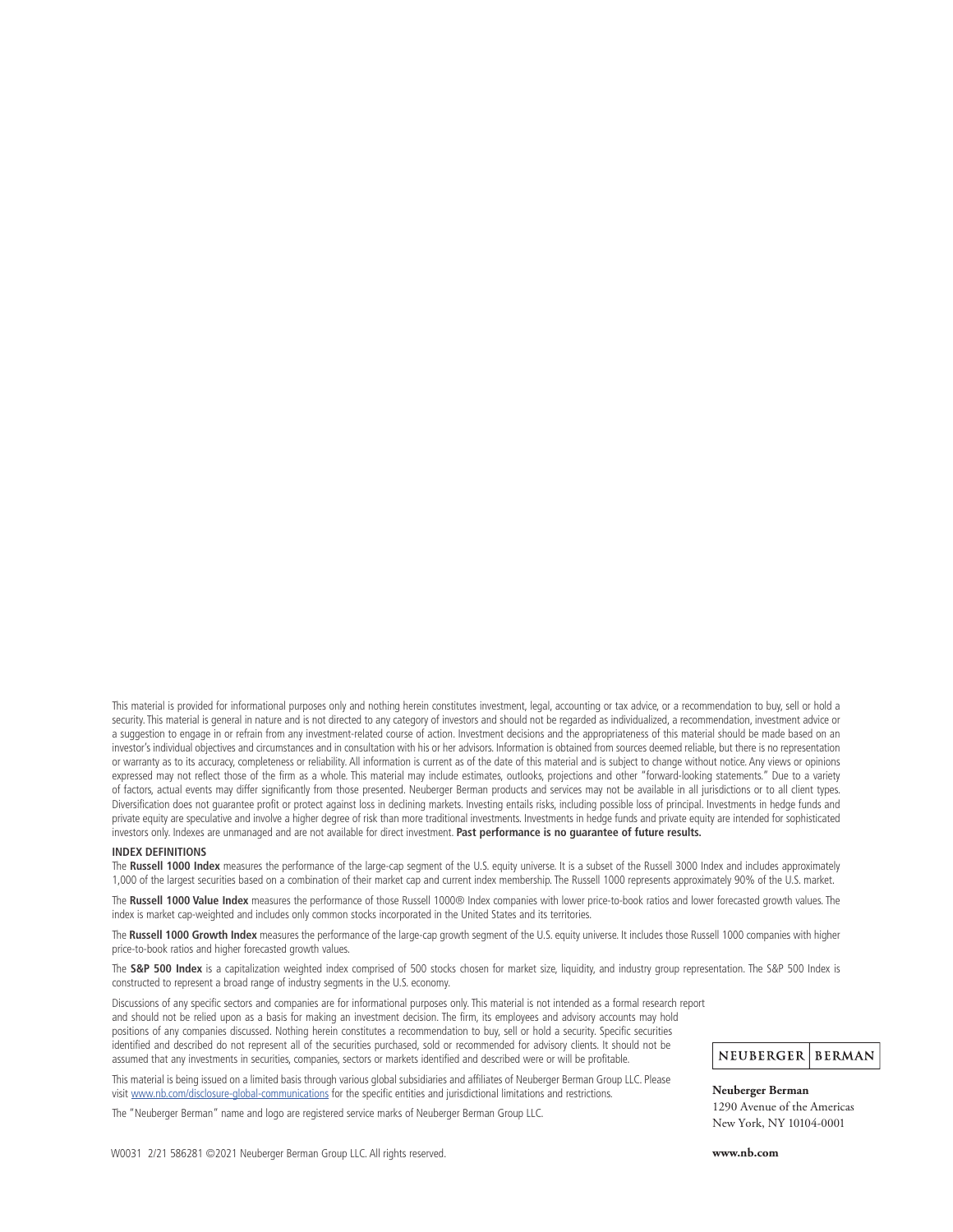This material is provided for informational purposes only and nothing herein constitutes investment, legal, accounting or tax advice, or a recommendation to buy, sell or hold a security. This material is general in nature and is not directed to any category of investors and should not be regarded as individualized, a recommendation, investment advice or a suggestion to engage in or refrain from any investment-related course of action. Investment decisions and the appropriateness of this material should be made based on an investor's individual objectives and circumstances and in consultation with his or her advisors. Information is obtained from sources deemed reliable, but there is no representation or warranty as to its accuracy, completeness or reliability. All information is current as of the date of this material and is subject to change without notice. Any views or opinions expressed may not reflect those of the firm as a whole. This material may include estimates, outlooks, projections and other "forward-looking statements." Due to a variety of factors, actual events may differ significantly from those presented. Neuberger Berman products and services may not be available in all jurisdictions or to all client types. Diversification does not guarantee profit or protect against loss in declining markets. Investing entails risks, including possible loss of principal. Investments in hedge funds and private equity are speculative and involve a higher degree of risk than more traditional investments. Investments in hedge funds and private equity are intended for sophisticated investors only. Indexes are unmanaged and are not available for direct investment. **Past performance is no guarantee of future results.**

**INDEX DEFINITIONS**

The **Russell 1000 Index** measures the performance of the large-cap segment of the U.S. equity universe. It is a subset of the Russell 3000 Index and includes approximately 1,000 of the largest securities based on a combination of their market cap and current index membership. The Russell 1000 represents approximately 90% of the U.S. market.

The **Russell 1000 Value Index** measures the performance of those Russell 1000® Index companies with lower price-to-book ratios and lower forecasted growth values. The index is market cap-weighted and includes only common stocks incorporated in the United States and its territories.

The **Russell 1000 Growth Index** measures the performance of the large-cap growth segment of the U.S. equity universe. It includes those Russell 1000 companies with higher price-to-book ratios and higher forecasted growth values.

The **S&P 500 Index** is a capitalization weighted index comprised of 500 stocks chosen for market size, liquidity, and industry group representation. The S&P 500 Index is constructed to represent a broad range of industry segments in the U.S. economy.

Discussions of any specific sectors and companies are for informational purposes only. This material is not intended as a formal research report and should not be relied upon as a basis for making an investment decision. The firm, its employees and advisory accounts may hold positions of any companies discussed. Nothing herein constitutes a recommendation to buy, sell or hold a security. Specific securities identified and described do not represent all of the securities purchased, sold or recommended for advisory clients. It should not be assumed that any investments in securities, companies, sectors or markets identified and described were or will be profitable.

This material is being issued on a limited basis through various global subsidiaries and affiliates of Neuberger Berman Group LLC. Please visit www.nb.com/disclosure-global-communications for the specific entities and jurisdictional limitations and restrictions.

The "Neuberger Berman" name and logo are registered service marks of Neuberger Berman Group LLC.

NEUBERGER | BERMAN

**Neuberger Berman**
1290 Avenue of the Americas
New York, NY 10104-0001

**www.nb.com**

W0031 2/21 586281 ©2021 Neuberger Berman Group LLC. All rights reserved.